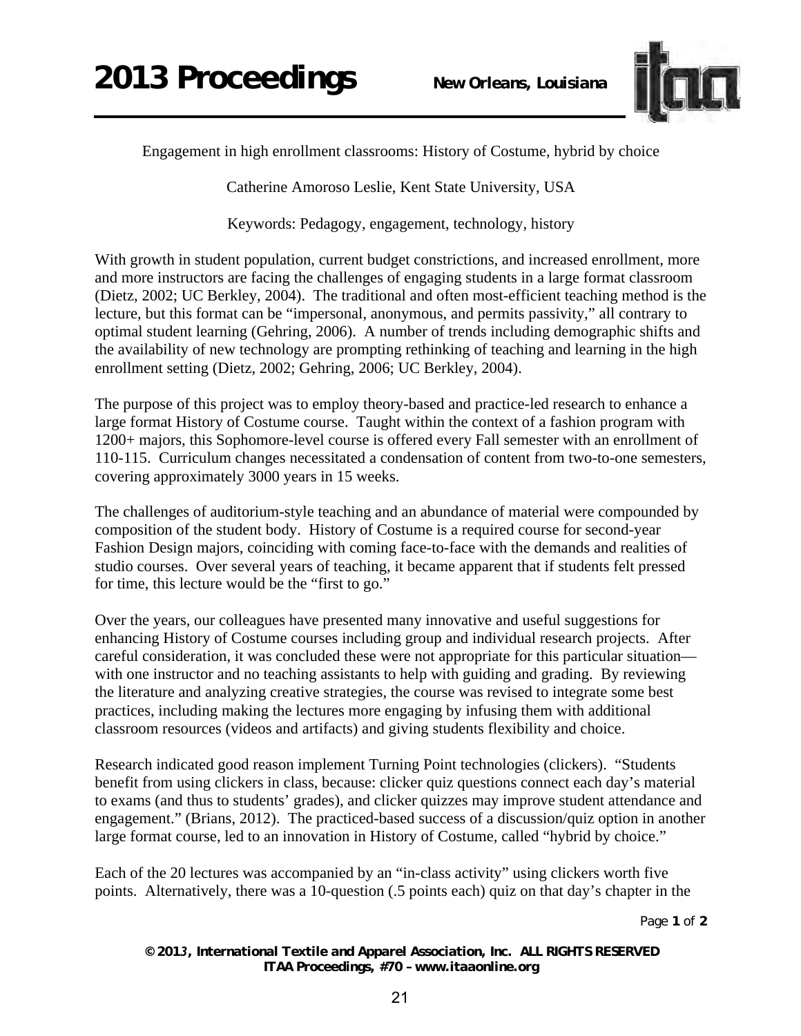# Engagement in high enrollment classrooms: History of Costume, hybrid by choice

Catherine Amoroso Leslie, Kent State University, USA

Keywords: Pedagogy, engagement, technology, history

With growth in student population, current budget constrictions, and increased enrollment, more and more instructors are facing the challenges of engaging students in a large format classroom (Dietz, 2002; UC Berkley, 2004). The traditional and often most-efficient teaching method is the lecture, but this format can be "impersonal, anonymous, and permits passivity," all contrary to optimal student learning (Gehring, 2006). A number of trends including demographic shifts and the availability of new technology are prompting rethinking of teaching and learning in the high enrollment setting (Dietz, 2002; Gehring, 2006; UC Berkley, 2004).

The purpose of this project was to employ theory-based and practice-led research to enhance a large format History of Costume course. Taught within the context of a fashion program with 1200+ majors, this Sophomore-level course is offered every Fall semester with an enrollment of 110-115. Curriculum changes necessitated a condensation of content from two-to-one semesters, covering approximately 3000 years in 15 weeks.

The challenges of auditorium-style teaching and an abundance of material were compounded by composition of the student body. History of Costume is a required course for second-year Fashion Design majors, coinciding with coming face-to-face with the demands and realities of studio courses. Over several years of teaching, it became apparent that if students felt pressed for time, this lecture would be the "first to go."

Over the years, our colleagues have presented many innovative and useful suggestions for enhancing History of Costume courses including group and individual research projects. After careful consideration, it was concluded these were not appropriate for this particular situation—with one instructor and no teaching assistants to help with guiding and grading. By reviewing the literature and analyzing creative strategies, the course was revised to integrate some best practices, including making the lectures more engaging by infusing them with additional classroom resources (videos and artifacts) and giving students flexibility and choice.

Research indicated good reason implement Turning Point technologies (clickers). "Students benefit from using clickers in class, because: clicker quiz questions connect each day's material to exams (and thus to students' grades), and clicker quizzes may improve student attendance and engagement." (Brians, 2012). The practiced-based success of a discussion/quiz option in another large format course, led to an innovation in History of Costume, called "hybrid by choice."

Each of the 20 lectures was accompanied by an "in-class activity" using clickers worth five points. Alternatively, there was a 10-question (.5 points each) quiz on that day's chapter in the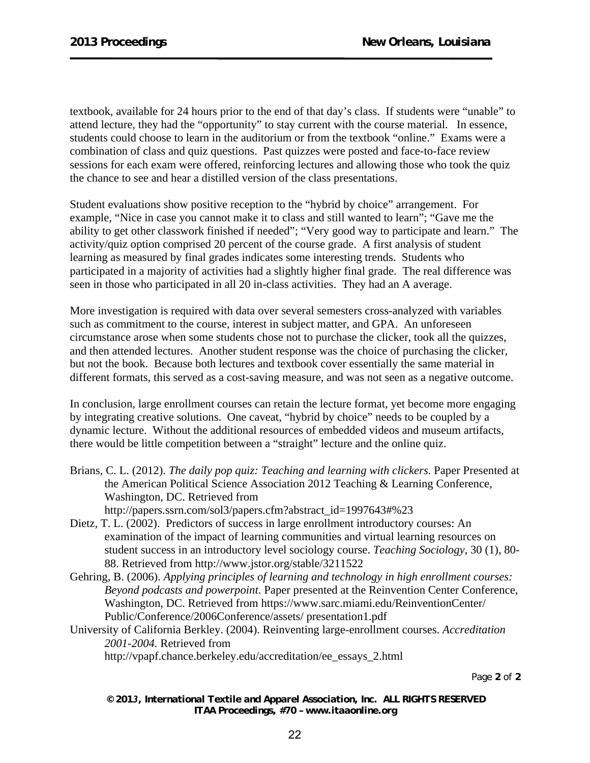textbook, available for 24 hours prior to the end of that day's class. If students were "unable" to attend lecture, they had the "opportunity" to stay current with the course material. In essence, students could choose to learn in the auditorium or from the textbook "online." Exams were a combination of class and quiz questions. Past quizzes were posted and face-to-face review sessions for each exam were offered, reinforcing lectures and allowing those who took the quiz the chance to see and hear a distilled version of the class presentations.

Student evaluations show positive reception to the "hybrid by choice" arrangement. For example, "Nice in case you cannot make it to class and still wanted to learn"; "Gave me the ability to get other classwork finished if needed"; "Very good way to participate and learn." The activity/quiz option comprised 20 percent of the course grade. A first analysis of student learning as measured by final grades indicates some interesting trends. Students who participated in a majority of activities had a slightly higher final grade. The real difference was seen in those who participated in all 20 in-class activities. They had an A average.

More investigation is required with data over several semesters cross-analyzed with variables such as commitment to the course, interest in subject matter, and GPA. An unforeseen circumstance arose when some students chose not to purchase the clicker, took all the quizzes, and then attended lectures. Another student response was the choice of purchasing the clicker, but not the book. Because both lectures and textbook cover essentially the same material in different formats, this served as a cost-saving measure, and was not seen as a negative outcome.

In conclusion, large enrollment courses can retain the lecture format, yet become more engaging by integrating creative solutions. One caveat, "hybrid by choice" needs to be coupled by a dynamic lecture. Without the additional resources of embedded videos and museum artifacts, there would be little competition between a "straight" lecture and the online quiz.

Brians, C. L. (2012). *The daily pop quiz: Teaching and learning with clickers*. Paper Presented at the American Political Science Association 2012 Teaching & Learning Conference, Washington, DC. Retrieved from http://papers.ssrn.com/sol3/papers.cfm?abstract_id=1997643#%23

Dietz, T. L. (2002). Predictors of success in large enrollment introductory courses: An examination of the impact of learning communities and virtual learning resources on student success in an introductory level sociology course. *Teaching Sociology*, 30 (1), 80-88. Retrieved from http://www.jstor.org/stable/3211522

Gehring, B. (2006). *Applying principles of learning and technology in high enrollment courses: Beyond podcasts and powerpoint*. Paper presented at the Reinvention Center Conference, Washington, DC. Retrieved from https://www.sarc.miami.edu/ReinventionCenter/ Public/Conference/2006Conference/assets/ presentation1.pdf

University of California Berkley. (2004). Reinventing large-enrollment courses. *Accreditation 2001-2004*. Retrieved from http://vpapf.chance.berkeley.edu/accreditation/ee_essays_2.html